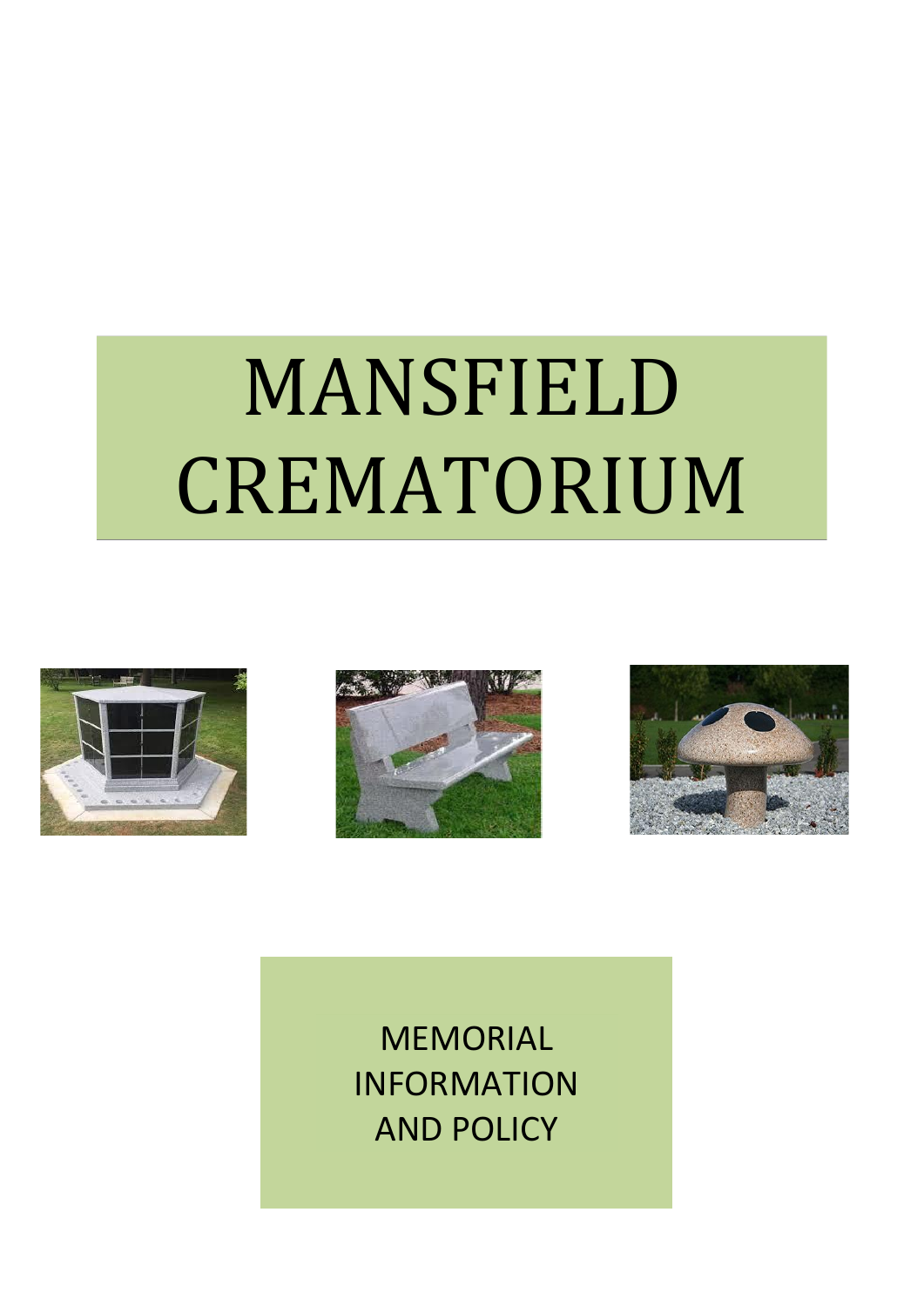# MANSFIELD CREMATORIUM

MEMORIAL INFORMATION AND POLICY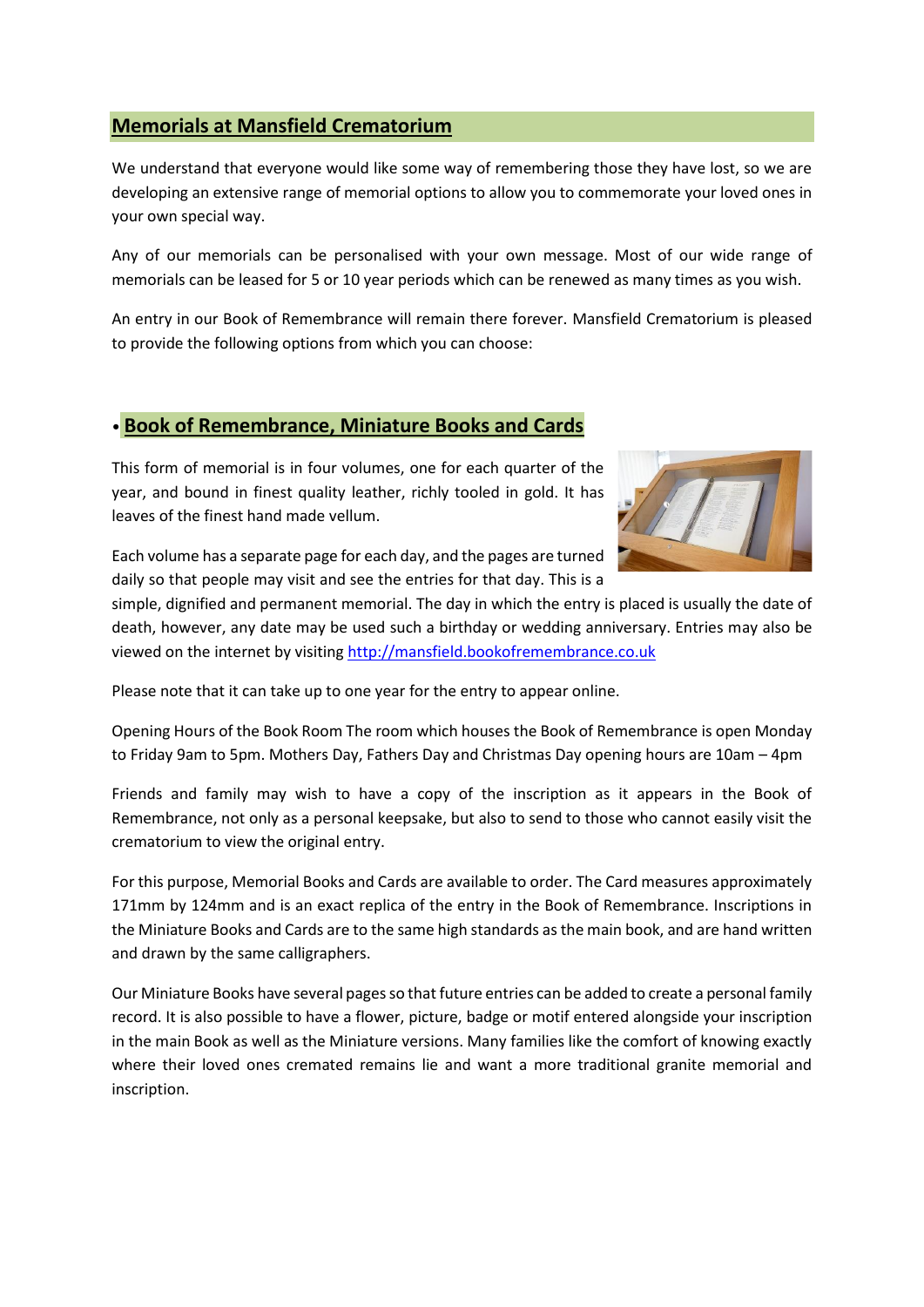## Memorials at Mansfield Crematorium

We understand that everyone would like some way of remembering those they have lost, so we are developing an extensive range of memorial options to allow you to commemorate your loved ones in your own special way.

Any of our memorials can be personalised with your own message. Most of our wide range of memorials can be leased for 5 or 10 year periods which can be renewed as many times as you wish.

An entry in our Book of Remembrance will remain there forever. Mansfield Crematorium is pleased to provide the following options from which you can choose:

### • Book of Remembrance, Miniature Books and Cards

This form of memorial is in four volumes, one for each quarter of the year, and bound in finest quality leather, richly tooled in gold. It has leaves of the finest hand made vellum.

Each volume has a separate page for each day, and the pages are turned daily so that people may visit and see the entries for that day. This is a simple, dignified and permanent memorial. The day in which the entry is placed is usually the date of death, however, any date may be used such a birthday or wedding anniversary. Entries may also be viewed on the internet by visiting http://mansfield.bookofremembrance.co.uk

Please note that it can take up to one year for the entry to appear online.

Opening Hours of the Book Room The room which houses the Book of Remembrance is open Monday to Friday 9am to 5pm. Mothers Day, Fathers Day and Christmas Day opening hours are 10am – 4pm

Friends and family may wish to have a copy of the inscription as it appears in the Book of Remembrance, not only as a personal keepsake, but also to send to those who cannot easily visit the crematorium to view the original entry.

For this purpose, Memorial Books and Cards are available to order. The Card measures approximately 171mm by 124mm and is an exact replica of the entry in the Book of Remembrance. Inscriptions in the Miniature Books and Cards are to the same high standards as the main book, and are hand written and drawn by the same calligraphers.

Our Miniature Books have several pages so that future entries can be added to create a personal family record. It is also possible to have a flower, picture, badge or motif entered alongside your inscription in the main Book as well as the Miniature versions. Many families like the comfort of knowing exactly where their loved ones cremated remains lie and want a more traditional granite memorial and inscription.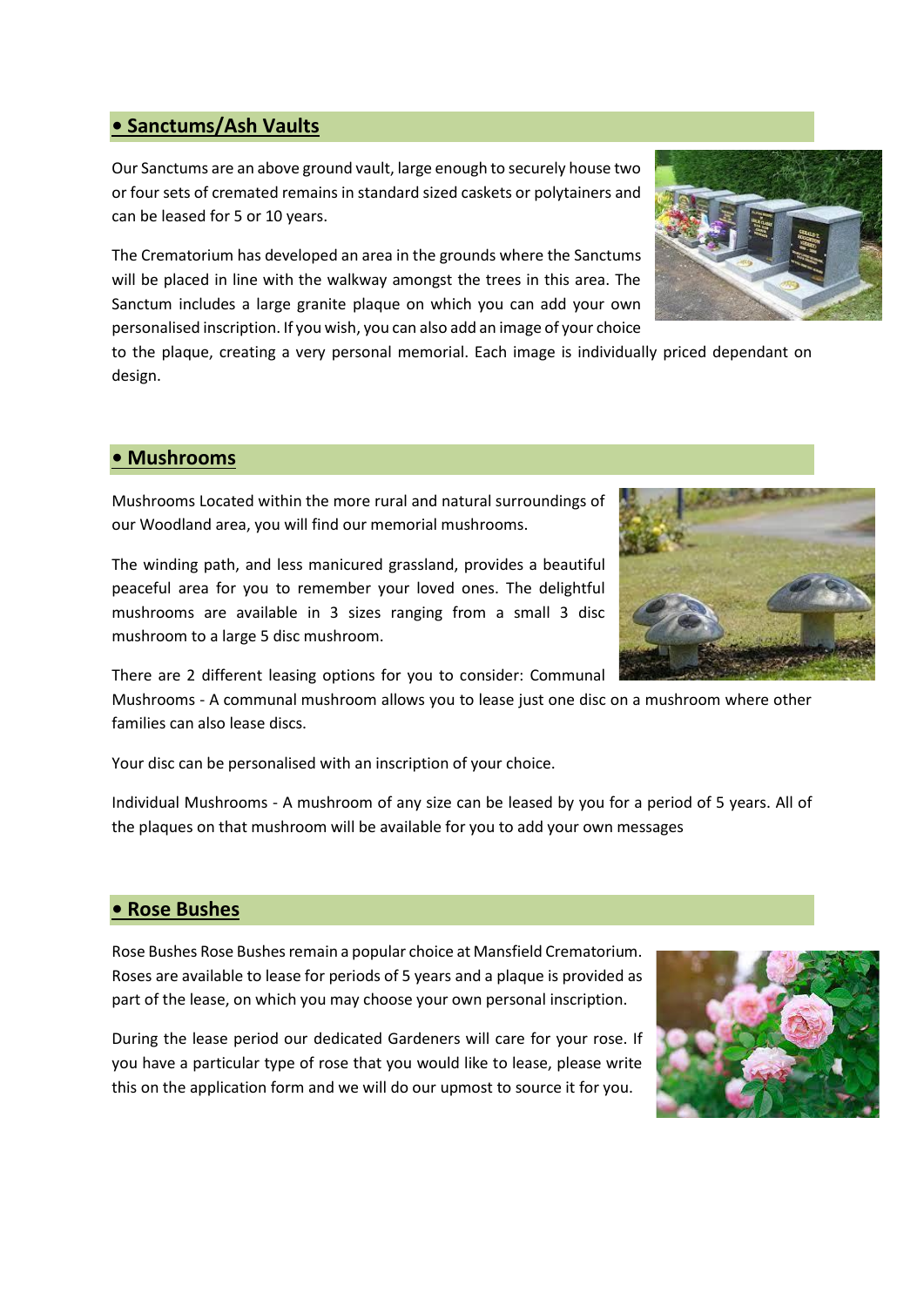## • Sanctums/Ash Vaults

Our Sanctums are an above ground vault, large enough to securely house two or four sets of cremated remains in standard sized caskets or polytainers and can be leased for 5 or 10 years.

The Crematorium has developed an area in the grounds where the Sanctums will be placed in line with the walkway amongst the trees in this area. The Sanctum includes a large granite plaque on which you can add your own personalised inscription. If you wish, you can also add an image of your choice to the plaque, creating a very personal memorial. Each image is individually priced dependant on design.

## • Mushrooms

Mushrooms Located within the more rural and natural surroundings of our Woodland area, you will find our memorial mushrooms.

The winding path, and less manicured grassland, provides a beautiful peaceful area for you to remember your loved ones. The delightful mushrooms are available in 3 sizes ranging from a small 3 disc mushroom to a large 5 disc mushroom.

There are 2 different leasing options for you to consider: Communal Mushrooms - A communal mushroom allows you to lease just one disc on a mushroom where other families can also lease discs.

Your disc can be personalised with an inscription of your choice.

Individual Mushrooms - A mushroom of any size can be leased by you for a period of 5 years. All of the plaques on that mushroom will be available for you to add your own messages

## • Rose Bushes

Rose Bushes Rose Bushes remain a popular choice at Mansfield Crematorium. Roses are available to lease for periods of 5 years and a plaque is provided as part of the lease, on which you may choose your own personal inscription.

During the lease period our dedicated Gardeners will care for your rose. If you have a particular type of rose that you would like to lease, please write this on the application form and we will do our upmost to source it for you.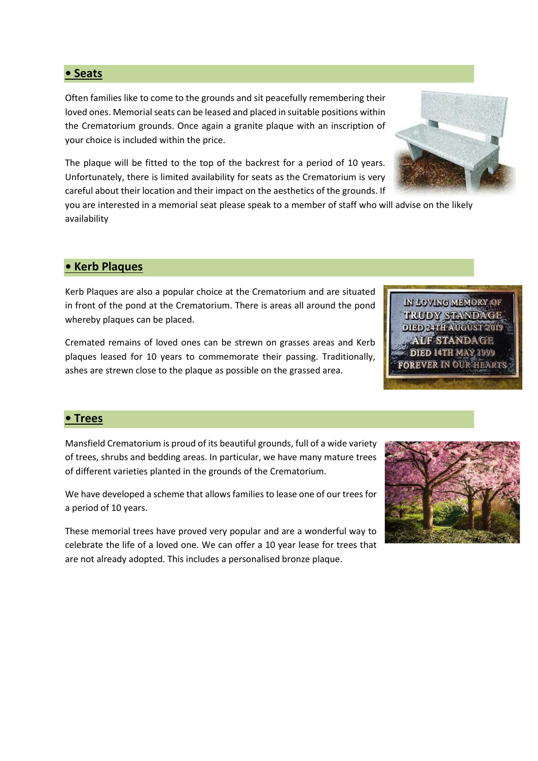## • Seats

Often families like to come to the grounds and sit peacefully remembering their loved ones. Memorial seats can be leased and placed in suitable positions within the Crematorium grounds. Once again a granite plaque with an inscription of your choice is included within the price.

The plaque will be fitted to the top of the backrest for a period of 10 years. Unfortunately, there is limited availability for seats as the Crematorium is very careful about their location and their impact on the aesthetics of the grounds. If you are interested in a memorial seat please speak to a member of staff who will advise on the likely availability

## • Kerb Plaques

Kerb Plaques are also a popular choice at the Crematorium and are situated in front of the pond at the Crematorium. There is areas all around the pond whereby plaques can be placed.

Cremated remains of loved ones can be strewn on grasses areas and Kerb plaques leased for 10 years to commemorate their passing. Traditionally, ashes are strewn close to the plaque as possible on the grassed area.

## • Trees

Mansfield Crematorium is proud of its beautiful grounds, full of a wide variety of trees, shrubs and bedding areas. In particular, we have many mature trees of different varieties planted in the grounds of the Crematorium.

We have developed a scheme that allows families to lease one of our trees for a period of 10 years.

These memorial trees have proved very popular and are a wonderful way to celebrate the life of a loved one. We can offer a 10 year lease for trees that are not already adopted. This includes a personalised bronze plaque.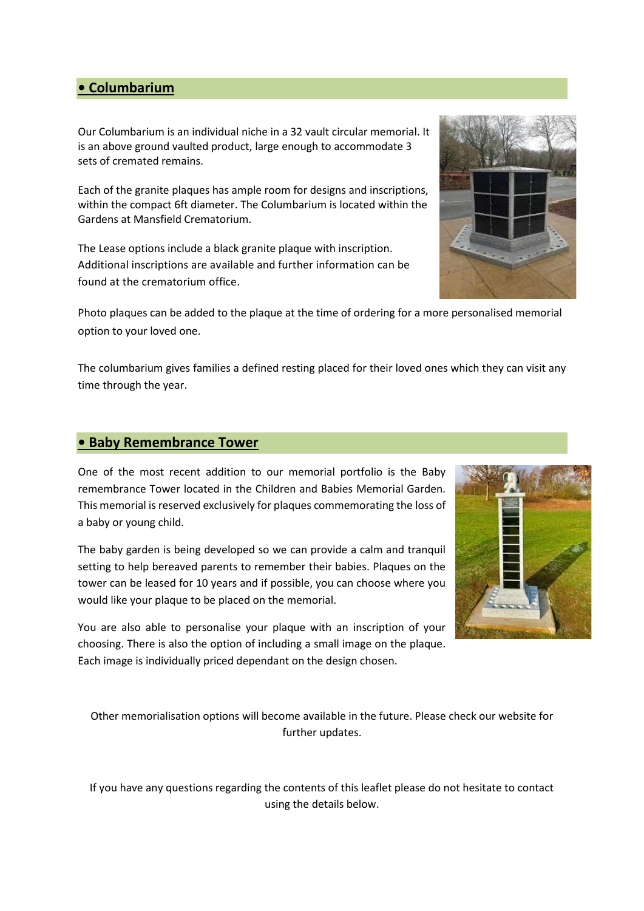## • Columbarium

Our Columbarium is an individual niche in a 32 vault circular memorial. It is an above ground vaulted product, large enough to accommodate 3 sets of cremated remains.

Each of the granite plaques has ample room for designs and inscriptions, within the compact 6ft diameter. The Columbarium is located within the Gardens at Mansfield Crematorium.

The Lease options include a black granite plaque with inscription. Additional inscriptions are available and further information can be found at the crematorium office.

Photo plaques can be added to the plaque at the time of ordering for a more personalised memorial option to your loved one.

The columbarium gives families a defined resting placed for their loved ones which they can visit any time through the year.

## • Baby Remembrance Tower

One of the most recent addition to our memorial portfolio is the Baby remembrance Tower located in the Children and Babies Memorial Garden. This memorial is reserved exclusively for plaques commemorating the loss of a baby or young child.

The baby garden is being developed so we can provide a calm and tranquil setting to help bereaved parents to remember their babies. Plaques on the tower can be leased for 10 years and if possible, you can choose where you would like your plaque to be placed on the memorial.

You are also able to personalise your plaque with an inscription of your choosing. There is also the option of including a small image on the plaque. Each image is individually priced dependant on the design chosen.

Other memorialisation options will become available in the future. Please check our website for further updates.

If you have any questions regarding the contents of this leaflet please do not hesitate to contact using the details below.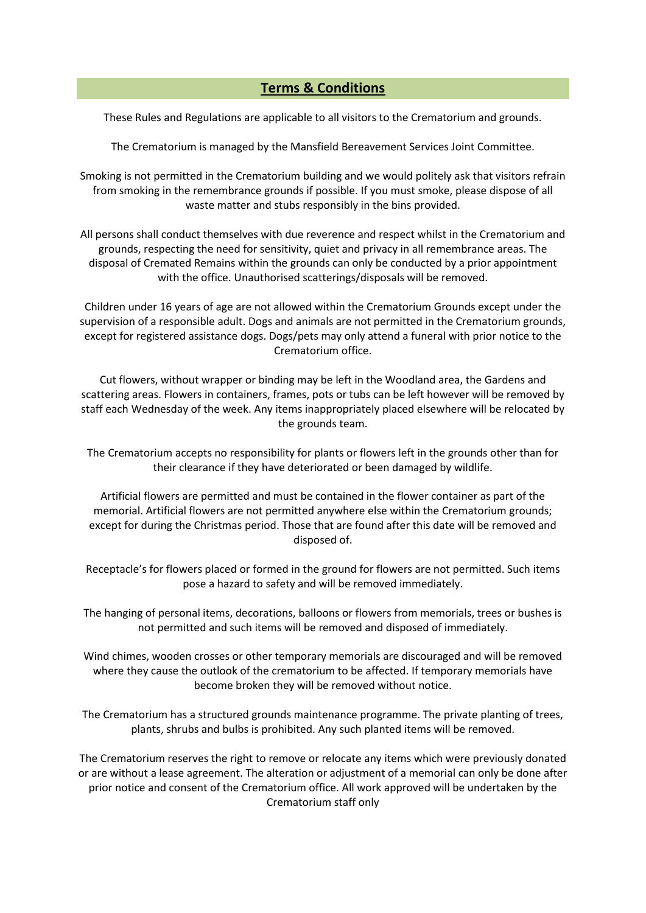## Terms & Conditions

These Rules and Regulations are applicable to all visitors to the Crematorium and grounds.

The Crematorium is managed by the Mansfield Bereavement Services Joint Committee.

Smoking is not permitted in the Crematorium building and we would politely ask that visitors refrain from smoking in the remembrance grounds if possible. If you must smoke, please dispose of all waste matter and stubs responsibly in the bins provided.

All persons shall conduct themselves with due reverence and respect whilst in the Crematorium and grounds, respecting the need for sensitivity, quiet and privacy in all remembrance areas. The disposal of Cremated Remains within the grounds can only be conducted by a prior appointment with the office. Unauthorised scatterings/disposals will be removed.

Children under 16 years of age are not allowed within the Crematorium Grounds except under the supervision of a responsible adult. Dogs and animals are not permitted in the Crematorium grounds, except for registered assistance dogs. Dogs/pets may only attend a funeral with prior notice to the Crematorium office.

Cut flowers, without wrapper or binding may be left in the Woodland area, the Gardens and scattering areas. Flowers in containers, frames, pots or tubs can be left however will be removed by staff each Wednesday of the week. Any items inappropriately placed elsewhere will be relocated by the grounds team.

The Crematorium accepts no responsibility for plants or flowers left in the grounds other than for their clearance if they have deteriorated or been damaged by wildlife.

Artificial flowers are permitted and must be contained in the flower container as part of the memorial. Artificial flowers are not permitted anywhere else within the Crematorium grounds; except for during the Christmas period. Those that are found after this date will be removed and disposed of.

Receptacle's for flowers placed or formed in the ground for flowers are not permitted. Such items pose a hazard to safety and will be removed immediately.

The hanging of personal items, decorations, balloons or flowers from memorials, trees or bushes is not permitted and such items will be removed and disposed of immediately.

Wind chimes, wooden crosses or other temporary memorials are discouraged and will be removed where they cause the outlook of the crematorium to be affected. If temporary memorials have become broken they will be removed without notice.

The Crematorium has a structured grounds maintenance programme. The private planting of trees, plants, shrubs and bulbs is prohibited. Any such planted items will be removed.

The Crematorium reserves the right to remove or relocate any items which were previously donated or are without a lease agreement. The alteration or adjustment of a memorial can only be done after prior notice and consent of the Crematorium office. All work approved will be undertaken by the Crematorium staff only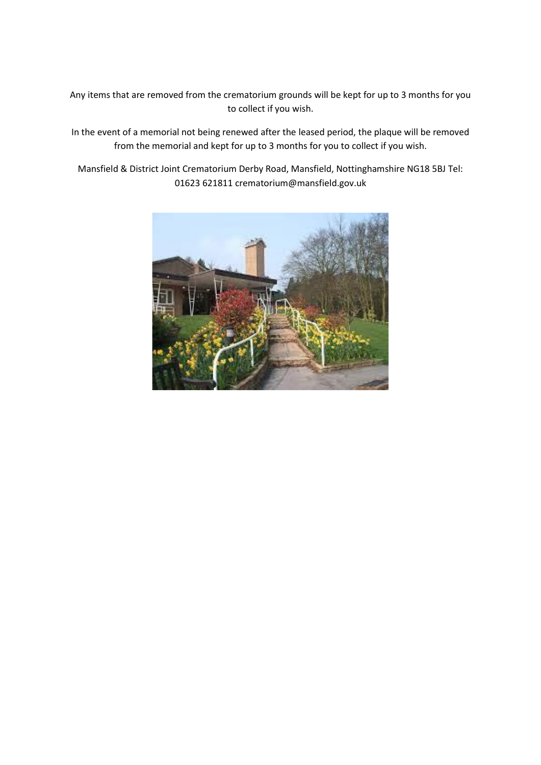Any items that are removed from the crematorium grounds will be kept for up to 3 months for you to collect if you wish.

In the event of a memorial not being renewed after the leased period, the plaque will be removed from the memorial and kept for up to 3 months for you to collect if you wish.

Mansfield & District Joint Crematorium Derby Road, Mansfield, Nottinghamshire NG18 5BJ Tel: 01623 621811 crematorium@mansfield.gov.uk